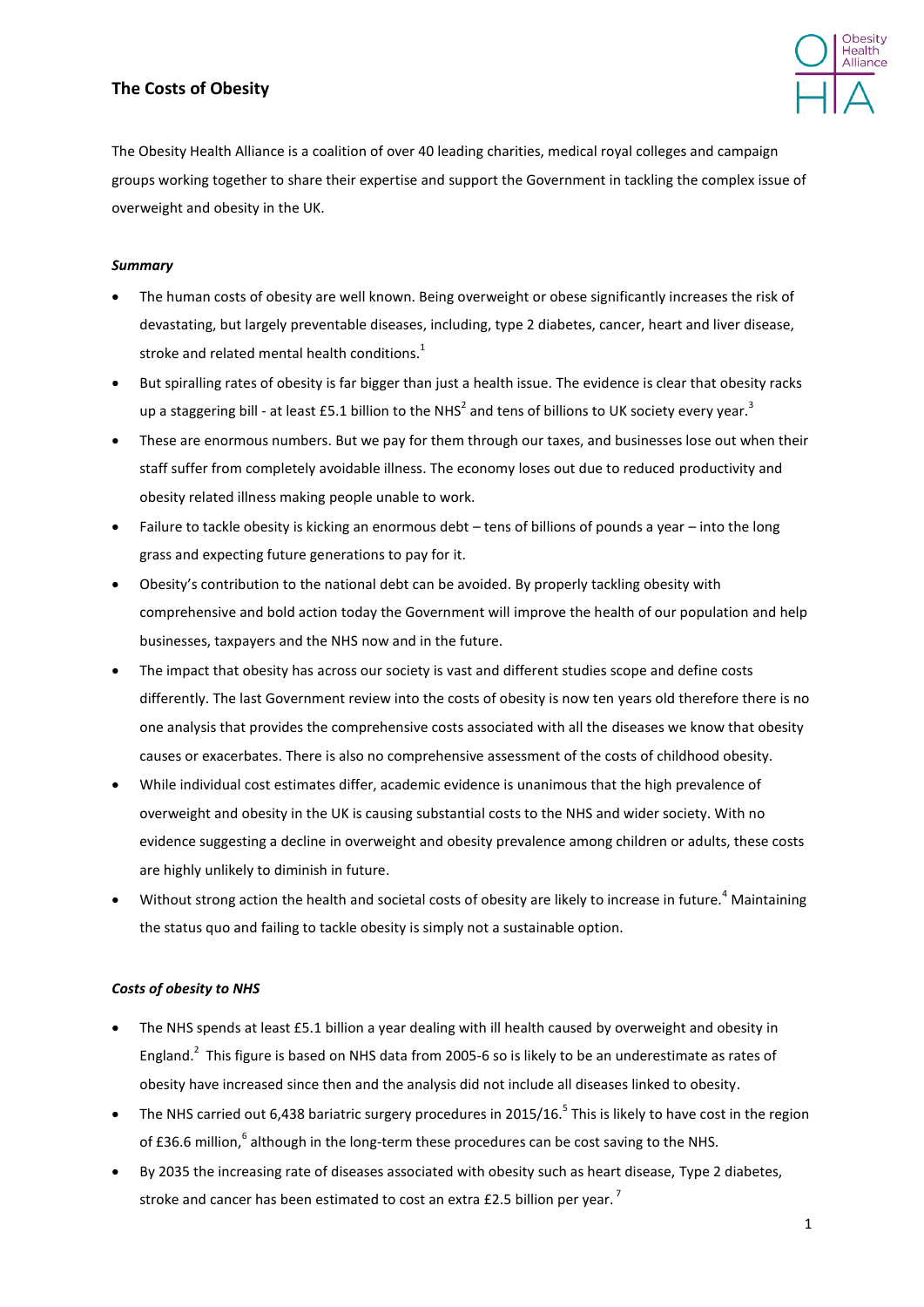# The Costs of Obesity

The Obesity Health Alliance is a coalition of over 40 leading charities, medical royal colleges and campaign groups working together to share their expertise and support the Government in tackling the complex issue of overweight and obesity in the UK.

***Summary***

- The human costs of obesity are well known. Being overweight or obese significantly increases the risk of devastating, but largely preventable diseases, including, type 2 diabetes, cancer, heart and liver disease, stroke and related mental health conditions.[1]
- But spiralling rates of obesity is far bigger than just a health issue. The evidence is clear that obesity racks up a staggering bill - at least £5.1 billion to the NHS[2] and tens of billions to UK society every year.[3]
- These are enormous numbers. But we pay for them through our taxes, and businesses lose out when their staff suffer from completely avoidable illness. The economy loses out due to reduced productivity and obesity related illness making people unable to work.
- Failure to tackle obesity is kicking an enormous debt – tens of billions of pounds a year – into the long grass and expecting future generations to pay for it.
- Obesity's contribution to the national debt can be avoided. By properly tackling obesity with comprehensive and bold action today the Government will improve the health of our population and help businesses, taxpayers and the NHS now and in the future.
- The impact that obesity has across our society is vast and different studies scope and define costs differently. The last Government review into the costs of obesity is now ten years old therefore there is no one analysis that provides the comprehensive costs associated with all the diseases we know that obesity causes or exacerbates. There is also no comprehensive assessment of the costs of childhood obesity.
- While individual cost estimates differ, academic evidence is unanimous that the high prevalence of overweight and obesity in the UK is causing substantial costs to the NHS and wider society. With no evidence suggesting a decline in overweight and obesity prevalence among children or adults, these costs are highly unlikely to diminish in future.
- Without strong action the health and societal costs of obesity are likely to increase in future.[4] Maintaining the status quo and failing to tackle obesity is simply not a sustainable option.

***Costs of obesity to NHS***

- The NHS spends at least £5.1 billion a year dealing with ill health caused by overweight and obesity in England.[2] This figure is based on NHS data from 2005-6 so is likely to be an underestimate as rates of obesity have increased since then and the analysis did not include all diseases linked to obesity.
- The NHS carried out 6,438 bariatric surgery procedures in 2015/16.[5] This is likely to have cost in the region of £36.6 million,[6] although in the long-term these procedures can be cost saving to the NHS.
- By 2035 the increasing rate of diseases associated with obesity such as heart disease, Type 2 diabetes, stroke and cancer has been estimated to cost an extra £2.5 billion per year.[7]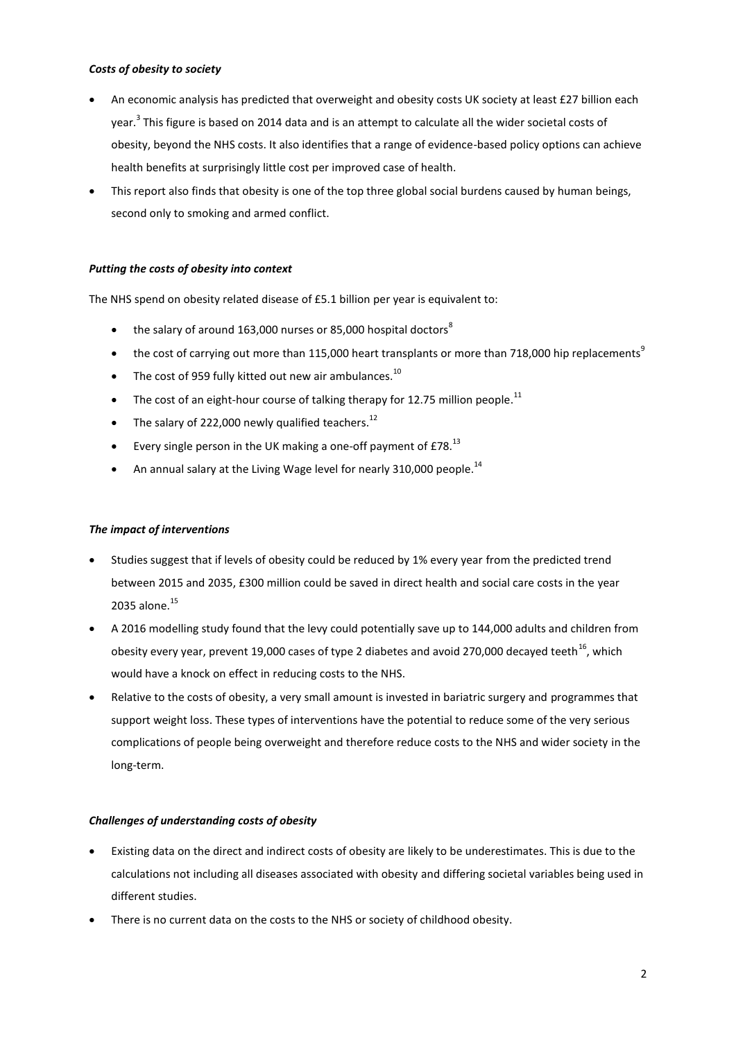***Costs of obesity to society***

- An economic analysis has predicted that overweight and obesity costs UK society at least £27 billion each year.[3] This figure is based on 2014 data and is an attempt to calculate all the wider societal costs of obesity, beyond the NHS costs. It also identifies that a range of evidence-based policy options can achieve health benefits at surprisingly little cost per improved case of health.
- This report also finds that obesity is one of the top three global social burdens caused by human beings, second only to smoking and armed conflict.

***Putting the costs of obesity into context***

The NHS spend on obesity related disease of £5.1 billion per year is equivalent to:

- the salary of around 163,000 nurses or 85,000 hospital doctors[8]
- the cost of carrying out more than 115,000 heart transplants or more than 718,000 hip replacements[9]
- The cost of 959 fully kitted out new air ambulances.[10]
- The cost of an eight-hour course of talking therapy for 12.75 million people.[11]
- The salary of 222,000 newly qualified teachers.[12]
- Every single person in the UK making a one-off payment of £78.[13]
- An annual salary at the Living Wage level for nearly 310,000 people.[14]

***The impact of interventions***

- Studies suggest that if levels of obesity could be reduced by 1% every year from the predicted trend between 2015 and 2035, £300 million could be saved in direct health and social care costs in the year 2035 alone.[15]
- A 2016 modelling study found that the levy could potentially save up to 144,000 adults and children from obesity every year, prevent 19,000 cases of type 2 diabetes and avoid 270,000 decayed teeth[16], which would have a knock on effect in reducing costs to the NHS.
- Relative to the costs of obesity, a very small amount is invested in bariatric surgery and programmes that support weight loss. These types of interventions have the potential to reduce some of the very serious complications of people being overweight and therefore reduce costs to the NHS and wider society in the long-term.

***Challenges of understanding costs of obesity***

- Existing data on the direct and indirect costs of obesity are likely to be underestimates. This is due to the calculations not including all diseases associated with obesity and differing societal variables being used in different studies.
- There is no current data on the costs to the NHS or society of childhood obesity.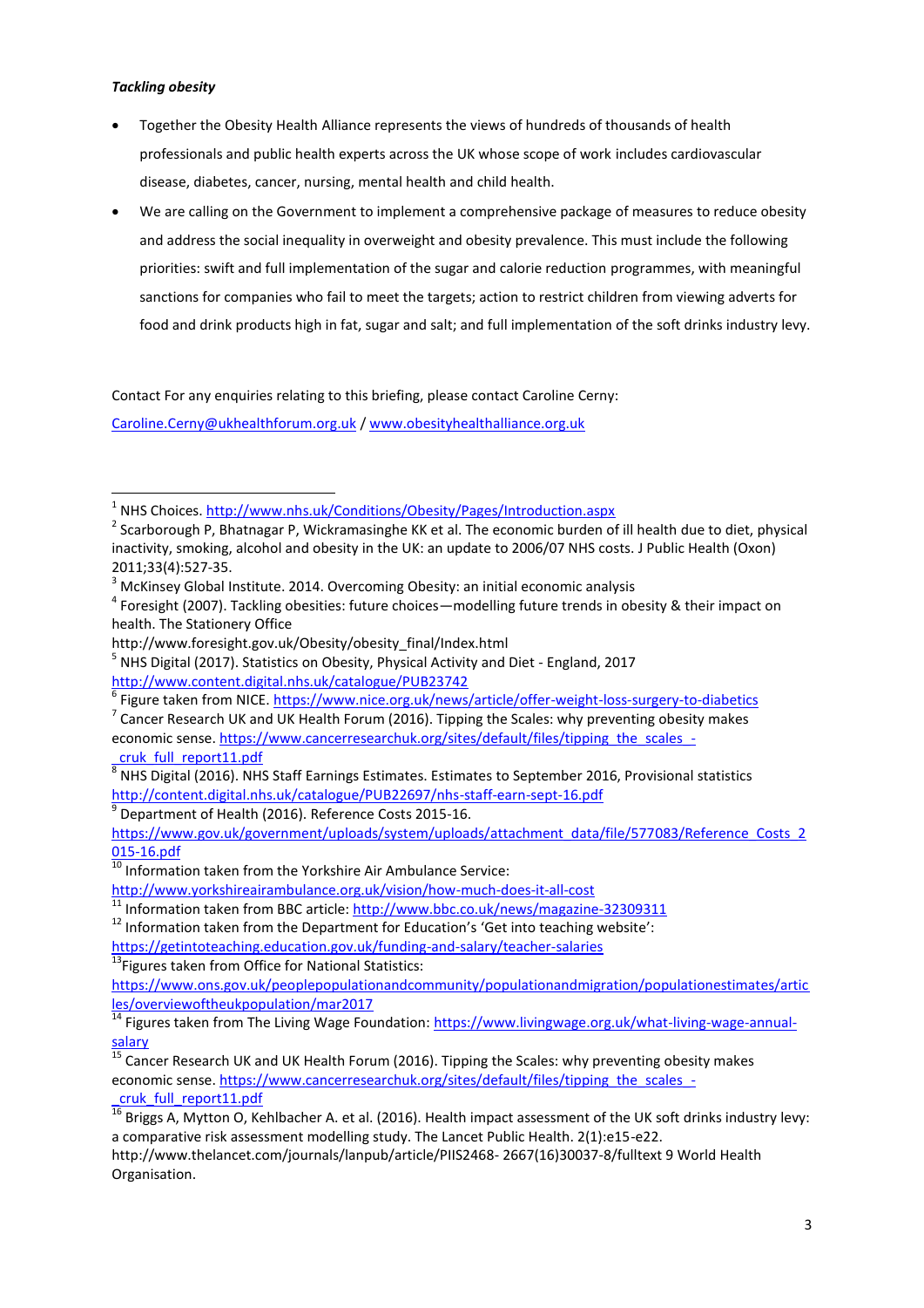***Tackling obesity***

- Together the Obesity Health Alliance represents the views of hundreds of thousands of health professionals and public health experts across the UK whose scope of work includes cardiovascular disease, diabetes, cancer, nursing, mental health and child health.
- We are calling on the Government to implement a comprehensive package of measures to reduce obesity and address the social inequality in overweight and obesity prevalence. This must include the following priorities: swift and full implementation of the sugar and calorie reduction programmes, with meaningful sanctions for companies who fail to meet the targets; action to restrict children from viewing adverts for food and drink products high in fat, sugar and salt; and full implementation of the soft drinks industry levy.

Contact For any enquiries relating to this briefing, please contact Caroline Cerny:

Caroline.Cerny@ukhealthforum.org.uk / www.obesityhealthalliance.org.uk

---

[1] NHS Choices. http://www.nhs.uk/Conditions/Obesity/Pages/Introduction.aspx

[2] Scarborough P, Bhatnagar P, Wickramasinghe KK et al. The economic burden of ill health due to diet, physical inactivity, smoking, alcohol and obesity in the UK: an update to 2006/07 NHS costs. J Public Health (Oxon) 2011;33(4):527-35.

[3] McKinsey Global Institute. 2014. Overcoming Obesity: an initial economic analysis

[4] Foresight (2007). Tackling obesities: future choices—modelling future trends in obesity & their impact on health. The Stationery Office
http://www.foresight.gov.uk/Obesity/obesity_final/Index.html

[5] NHS Digital (2017). Statistics on Obesity, Physical Activity and Diet - England, 2017
http://www.content.digital.nhs.uk/catalogue/PUB23742

[6] Figure taken from NICE. https://www.nice.org.uk/news/article/offer-weight-loss-surgery-to-diabetics

[7] Cancer Research UK and UK Health Forum (2016). Tipping the Scales: why preventing obesity makes economic sense. https://www.cancerresearchuk.org/sites/default/files/tipping_the_scales_-_cruk_full_report11.pdf

[8] NHS Digital (2016). NHS Staff Earnings Estimates. Estimates to September 2016, Provisional statistics
http://content.digital.nhs.uk/catalogue/PUB22697/nhs-staff-earn-sept-16.pdf

[9] Department of Health (2016). Reference Costs 2015-16.
https://www.gov.uk/government/uploads/system/uploads/attachment_data/file/577083/Reference_Costs_2015-16.pdf

[10] Information taken from the Yorkshire Air Ambulance Service:
http://www.yorkshireairambulance.org.uk/vision/how-much-does-it-all-cost

[11] Information taken from BBC article: http://www.bbc.co.uk/news/magazine-32309311

[12] Information taken from the Department for Education's 'Get into teaching website':
https://getintoteaching.education.gov.uk/funding-and-salary/teacher-salaries

[13] Figures taken from Office for National Statistics:
https://www.ons.gov.uk/peoplepopulationandcommunity/populationandmigration/populationestimates/articles/overviewoftheukpopulation/mar2017

[14] Figures taken from The Living Wage Foundation: https://www.livingwage.org.uk/what-living-wage-annual-salary

[15] Cancer Research UK and UK Health Forum (2016). Tipping the Scales: why preventing obesity makes economic sense. https://www.cancerresearchuk.org/sites/default/files/tipping_the_scales_-_cruk_full_report11.pdf

[16] Briggs A, Mytton O, Kehlbacher A. et al. (2016). Health impact assessment of the UK soft drinks industry levy: a comparative risk assessment modelling study. The Lancet Public Health. 2(1):e15-e22.
http://www.thelancet.com/journals/lanpub/article/PIIS2468- 2667(16)30037-8/fulltext 9 World Health Organisation.